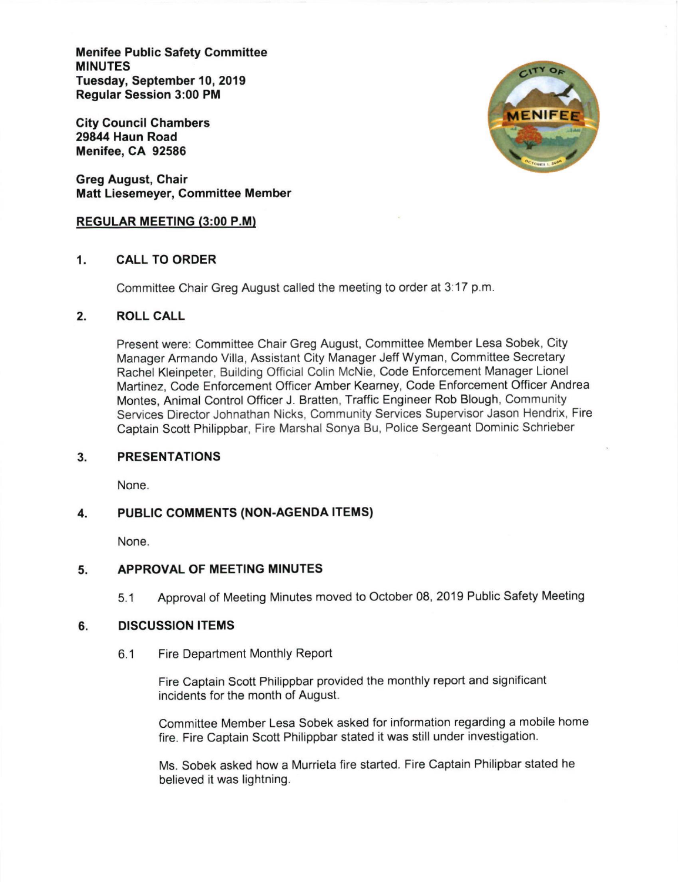**Menifee Public Safety Committee**
**MINUTES**
**Tuesday, September 10, 2019**
**Regular Session 3:00 PM**

**City Council Chambers**
**29844 Haun Road**
**Menifee, CA 92586**

**Greg August, Chair**
**Matt Liesemeyer, Committee Member**

**REGULAR MEETING (3:00 P.M)**

## 1. CALL TO ORDER

Committee Chair Greg August called the meeting to order at 3:17 p.m.

## 2. ROLL CALL

Present were: Committee Chair Greg August, Committee Member Lesa Sobek, City Manager Armando Villa, Assistant City Manager Jeff Wyman, Committee Secretary Rachel Kleinpeter, Building Official Colin McNie, Code Enforcement Manager Lionel Martinez, Code Enforcement Officer Amber Kearney, Code Enforcement Officer Andrea Montes, Animal Control Officer J. Bratten, Traffic Engineer Rob Blough, Community Services Director Johnathan Nicks, Community Services Supervisor Jason Hendrix, Fire Captain Scott Philippbar, Fire Marshal Sonya Bu, Police Sergeant Dominic Schrieber

## 3. PRESENTATIONS

None.

## 4. PUBLIC COMMENTS (NON-AGENDA ITEMS)

None.

## 5. APPROVAL OF MEETING MINUTES

5.1 Approval of Meeting Minutes moved to October 08, 2019 Public Safety Meeting

## 6. DISCUSSION ITEMS

6.1 Fire Department Monthly Report

Fire Captain Scott Philippbar provided the monthly report and significant incidents for the month of August.

Committee Member Lesa Sobek asked for information regarding a mobile home fire. Fire Captain Scott Philippbar stated it was still under investigation.

Ms. Sobek asked how a Murrieta fire started. Fire Captain Philipbar stated he believed it was lightning.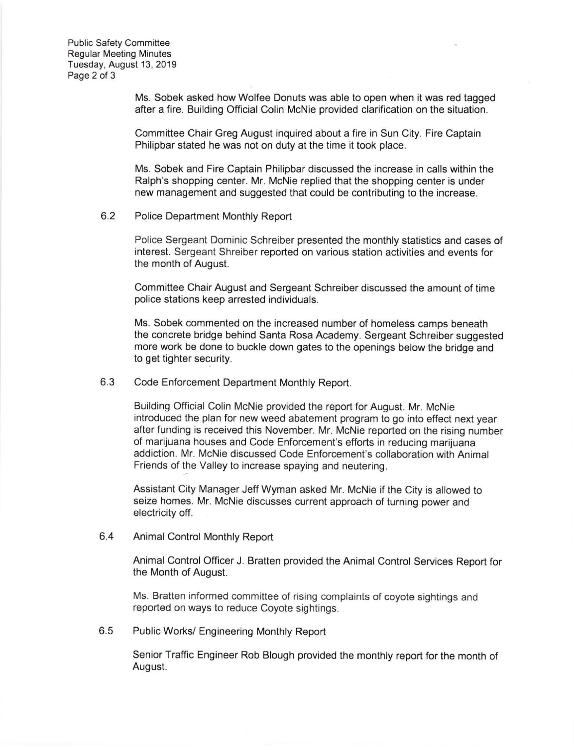Ms. Sobek asked how Wolfee Donuts was able to open when it was red tagged after a fire. Building Official Colin McNie provided clarification on the situation.

Committee Chair Greg August inquired about a fire in Sun City. Fire Captain Philipbar stated he was not on duty at the time it took place.

Ms. Sobek and Fire Captain Philipbar discussed the increase in calls within the Ralph's shopping center. Mr. McNie replied that the shopping center is under new management and suggested that could be contributing to the increase.

6.2 Police Department Monthly Report

Police Sergeant Dominic Schreiber presented the monthly statistics and cases of interest. Sergeant Shreiber reported on various station activities and events for the month of August.

Committee Chair August and Sergeant Schreiber discussed the amount of time police stations keep arrested individuals.

Ms. Sobek commented on the increased number of homeless camps beneath the concrete bridge behind Santa Rosa Academy. Sergeant Schreiber suggested more work be done to buckle down gates to the openings below the bridge and to get tighter security.

6.3 Code Enforcement Department Monthly Report.

Building Official Colin McNie provided the report for August. Mr. McNie introduced the plan for new weed abatement program to go into effect next year after funding is received this November. Mr. McNie reported on the rising number of marijuana houses and Code Enforcement's efforts in reducing marijuana addiction. Mr. McNie discussed Code Enforcement's collaboration with Animal Friends of the Valley to increase spaying and neutering.

Assistant City Manager Jeff Wyman asked Mr. McNie if the City is allowed to seize homes. Mr. McNie discusses current approach of turning power and electricity off.

6.4 Animal Control Monthly Report

Animal Control Officer J. Bratten provided the Animal Control Services Report for the Month of August.

Ms. Bratten informed committee of rising complaints of coyote sightings and reported on ways to reduce Coyote sightings.

6.5 Public Works/ Engineering Monthly Report

Senior Traffic Engineer Rob Blough provided the monthly report for the month of August.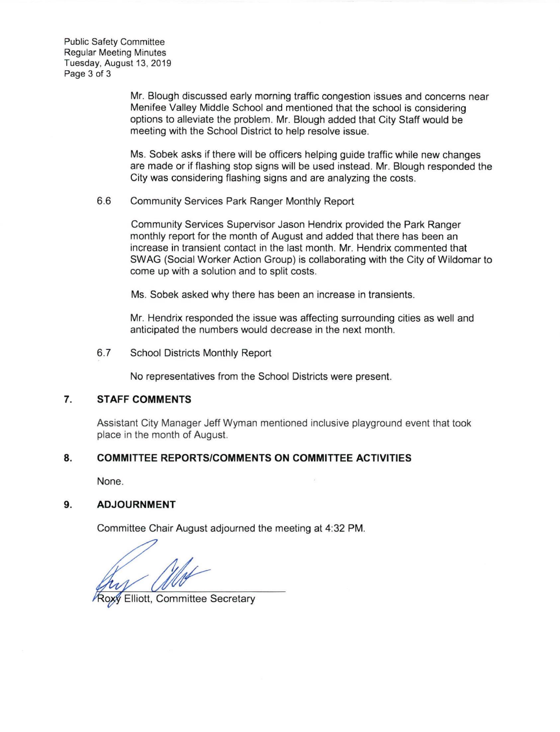Mr. Blough discussed early morning traffic congestion issues and concerns near Menifee Valley Middle School and mentioned that the school is considering options to alleviate the problem. Mr. Blough added that City Staff would be meeting with the School District to help resolve issue.

Ms. Sobek asks if there will be officers helping guide traffic while new changes are made or if flashing stop signs will be used instead. Mr. Blough responded the City was considering flashing signs and are analyzing the costs.

6.6 Community Services Park Ranger Monthly Report

Community Services Supervisor Jason Hendrix provided the Park Ranger monthly report for the month of August and added that there has been an increase in transient contact in the last month. Mr. Hendrix commented that SWAG (Social Worker Action Group) is collaborating with the City of Wildomar to come up with a solution and to split costs.

Ms. Sobek asked why there has been an increase in transients.

Mr. Hendrix responded the issue was affecting surrounding cities as well and anticipated the numbers would decrease in the next month.

6.7 School Districts Monthly Report

No representatives from the School Districts were present.

## 7. STAFF COMMENTS

Assistant City Manager Jeff Wyman mentioned inclusive playground event that took place in the month of August.

## 8. COMMITTEE REPORTS/COMMENTS ON COMMITTEE ACTIVITIES

None.

## 9. ADJOURNMENT

Committee Chair August adjourned the meeting at 4:32 PM.

Roxy Elliott, Committee Secretary